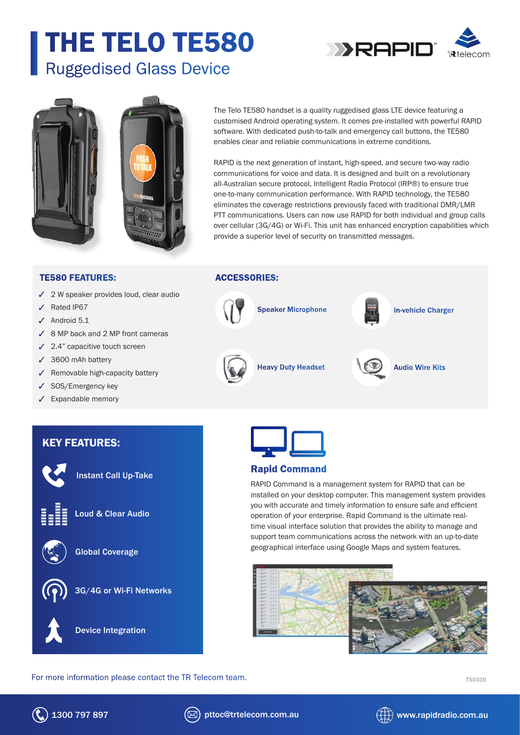# THE TELO TE580

## Ruggedised Glass Device

The Telo TE580 handset is a quality ruggedised glass LTE device featuring a customised Android operating system. It comes pre-installed with powerful RAPID software. With dedicated push-to-talk and emergency call buttons, the TE580 enables clear and reliable communications in extreme conditions.

RAPID is the next generation of instant, high-speed, and secure two-way radio communications for voice and data. It is designed and built on a revolutionary all-Australian secure protocol, Intelligent Radio Protocol (IRP®) to ensure true one-to-many communication performance. With RAPID technology, the TE580 eliminates the coverage restrictions previously faced with traditional DMR/LMR PTT communications. Users can now use RAPID for both individual and group calls over cellular (3G/4G) or Wi-Fi. This unit has enhanced encryption capabilities which provide a superior level of security on transmitted messages.

### TE580 FEATURES:

- ✓ 2 W speaker provides loud, clear audio
- ✓ Rated IP67
- ✓ Android 5.1
- ✓ 8 MP back and 2 MP front cameras
- ✓ 2.4" capacitive touch screen
- ✓ 3600 mAh battery
- ✓ Removable high-capacity battery
- ✓ SOS/Emergency key
- ✓ Expandable memory

### ACCESSORIES:

- Speaker Microphone
- In-vehicle Charger
- Heavy Duty Headset
- Audio Wire Kits

### KEY FEATURES:

- Instant Call Up-Take
- Loud & Clear Audio
- Global Coverage
- 3G/4G or Wi-Fi Networks
- Device Integration

### Rapid Command

RAPID Command is a management system for RAPID that can be installed on your desktop computer. This management system provides you with accurate and timely information to ensure safe and efficient operation of your enterprise. Rapid Command is the ultimate real-time visual interface solution that provides the ability to manage and support team communications across the network with an up-to-date geographical interface using Google Maps and system features.

For more information please contact the TR Telecom team.

TS0316

1300 797 897 | pttoc@trtelecom.com.au | www.rapidradio.com.au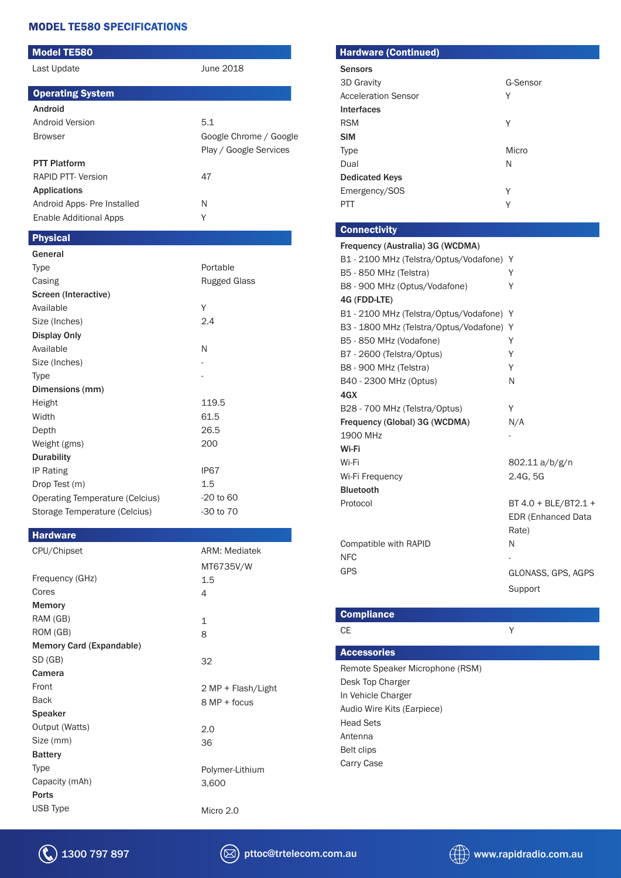## MODEL TE580 SPECIFICATIONS

| Model TE580 | |
|---|---|
| Last Update | June 2018 |

| Operating System | |
|---|---|
| **Android** | |
| Android Version | 5.1 |
| Browser | Google Chrome / Google Play / Google Services |
| **PTT Platform** | |
| RAPID PTT- Version | 47 |
| **Applications** | |
| Android Apps- Pre Installed | N |
| Enable Additional Apps | Y |

| Physical | |
|---|---|
| **General** | |
| Type | Portable |
| Casing | Rugged Glass |
| **Screen (Interactive)** | |
| Available | Y |
| Size (Inches) | 2.4 |
| **Display Only** | |
| Available | N |
| Size (Inches) | - |
| Type | - |
| **Dimensions (mm)** | |
| Height | 119.5 |
| Width | 61.5 |
| Depth | 26.5 |
| Weight (gms) | 200 |
| **Durability** | |
| IP Rating | IP67 |
| Drop Test (m) | 1.5 |
| Operating Temperature (Celcius) | -20 to 60 |
| Storage Temperature (Celcius) | -30 to 70 |

| Hardware | |
|---|---|
| CPU/Chipset | ARM: Mediatek MT6735V/W |
| Frequency (GHz) | 1.5 |
| Cores | 4 |
| **Memory** | |
| RAM (GB) | 1 |
| ROM (GB) | 8 |
| **Memory Card (Expandable)** | |
| SD (GB) | 32 |
| **Camera** | |
| Front | 2 MP + Flash/Light |
| Back | 8 MP + focus |
| **Speaker** | |
| Output (Watts) | 2.0 |
| Size (mm) | 36 |
| **Battery** | |
| Type | Polymer-Lithium |
| Capacity (mAh) | 3,600 |
| **Ports** | |
| USB Type | Micro 2.0 |

| Hardware (Continued) | |
|---|---|
| **Sensors** | |
| 3D Gravity | G-Sensor |
| Acceleration Sensor | Y |
| **Interfaces** | |
| RSM | Y |
| **SIM** | |
| Type | Micro |
| Dual | N |
| **Dedicated Keys** | |
| Emergency/SOS | Y |
| PTT | Y |

| Connectivity | |
|---|---|
| **Frequency (Australia) 3G (WCDMA)** | |
| B1 - 2100 MHz (Telstra/Optus/Vodafone) | Y |
| B5 - 850 MHz (Telstra) | Y |
| B8 - 900 MHz (Optus/Vodafone) | Y |
| **4G (FDD-LTE)** | |
| B1 - 2100 MHz (Telstra/Optus/Vodafone) | Y |
| B3 - 1800 MHz (Telstra/Optus/Vodafone) | Y |
| B5 - 850 MHz (Vodafone) | Y |
| B7 - 2600 (Telstra/Optus) | Y |
| B8 - 900 MHz (Telstra) | Y |
| B40 - 2300 MHz (Optus) | N |
| **4GX** | |
| B28 - 700 MHz (Telstra/Optus) | Y |
| **Frequency (Global) 3G (WCDMA)** | N/A |
| 1900 MHz | - |
| **Wi-Fi** | |
| Wi-Fi | 802.11 a/b/g/n |
| Wi-Fi Frequency | 2.4G, 5G |
| **Bluetooth** | |
| Protocol | BT 4.0 + BLE/BT2.1 + EDR (Enhanced Data Rate) |
| Compatible with RAPID | N |
| NFC | - |
| GPS | GLONASS, GPS, AGPS Support |

| Compliance | |
|---|---|
| CE | Y |

### Accessories

- Remote Speaker Microphone (RSM)
- Desk Top Charger
- In Vehicle Charger
- Audio Wire Kits (Earpiece)
- Head Sets
- Antenna
- Belt clips
- Carry Case

1300 797 897 pttoc@trtelecom.com.au www.rapidradio.com.au